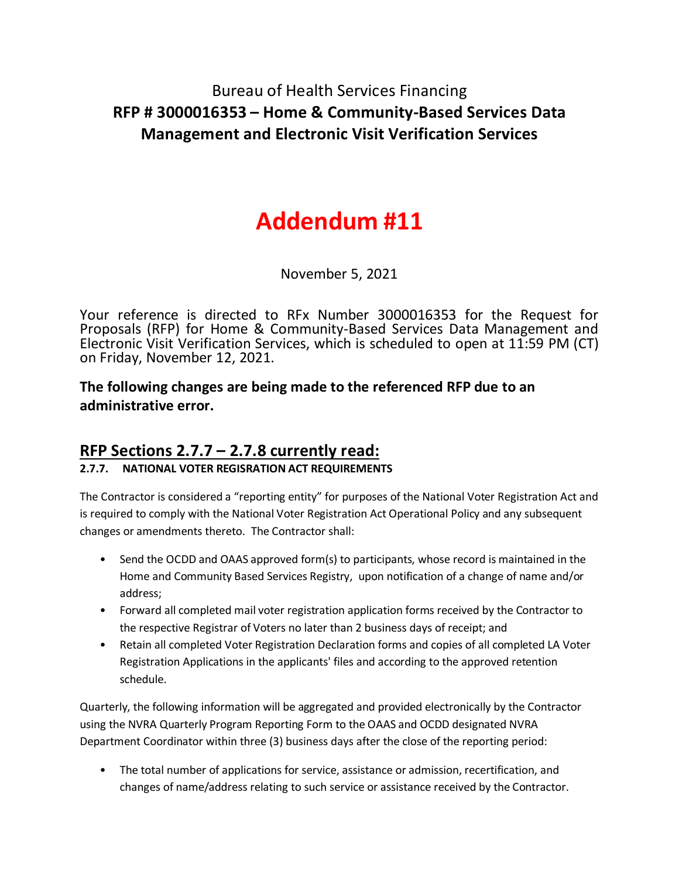# Bureau of Health Services Financing

## RFP # 3000016353 – Home & Community-Based Services Data Management and Electronic Visit Verification Services

# Addendum #11

November 5, 2021

Your reference is directed to RFx Number 3000016353 for the Request for Proposals (RFP) for Home & Community-Based Services Data Management and Electronic Visit Verification Services, which is scheduled to open at 11:59 PM (CT) on Friday, November 12, 2021.

**The following changes are being made to the referenced RFP due to an administrative error.**

## RFP Sections 2.7.7 – 2.7.8 currently read:

**2.7.7. NATIONAL VOTER REGISRATION ACT REQUIREMENTS**

The Contractor is considered a "reporting entity" for purposes of the National Voter Registration Act and is required to comply with the National Voter Registration Act Operational Policy and any subsequent changes or amendments thereto. The Contractor shall:

- Send the OCDD and OAAS approved form(s) to participants, whose record is maintained in the Home and Community Based Services Registry, upon notification of a change of name and/or address;
- Forward all completed mail voter registration application forms received by the Contractor to the respective Registrar of Voters no later than 2 business days of receipt; and
- Retain all completed Voter Registration Declaration forms and copies of all completed LA Voter Registration Applications in the applicants' files and according to the approved retention schedule.

Quarterly, the following information will be aggregated and provided electronically by the Contractor using the NVRA Quarterly Program Reporting Form to the OAAS and OCDD designated NVRA Department Coordinator within three (3) business days after the close of the reporting period:

- The total number of applications for service, assistance or admission, recertification, and changes of name/address relating to such service or assistance received by the Contractor.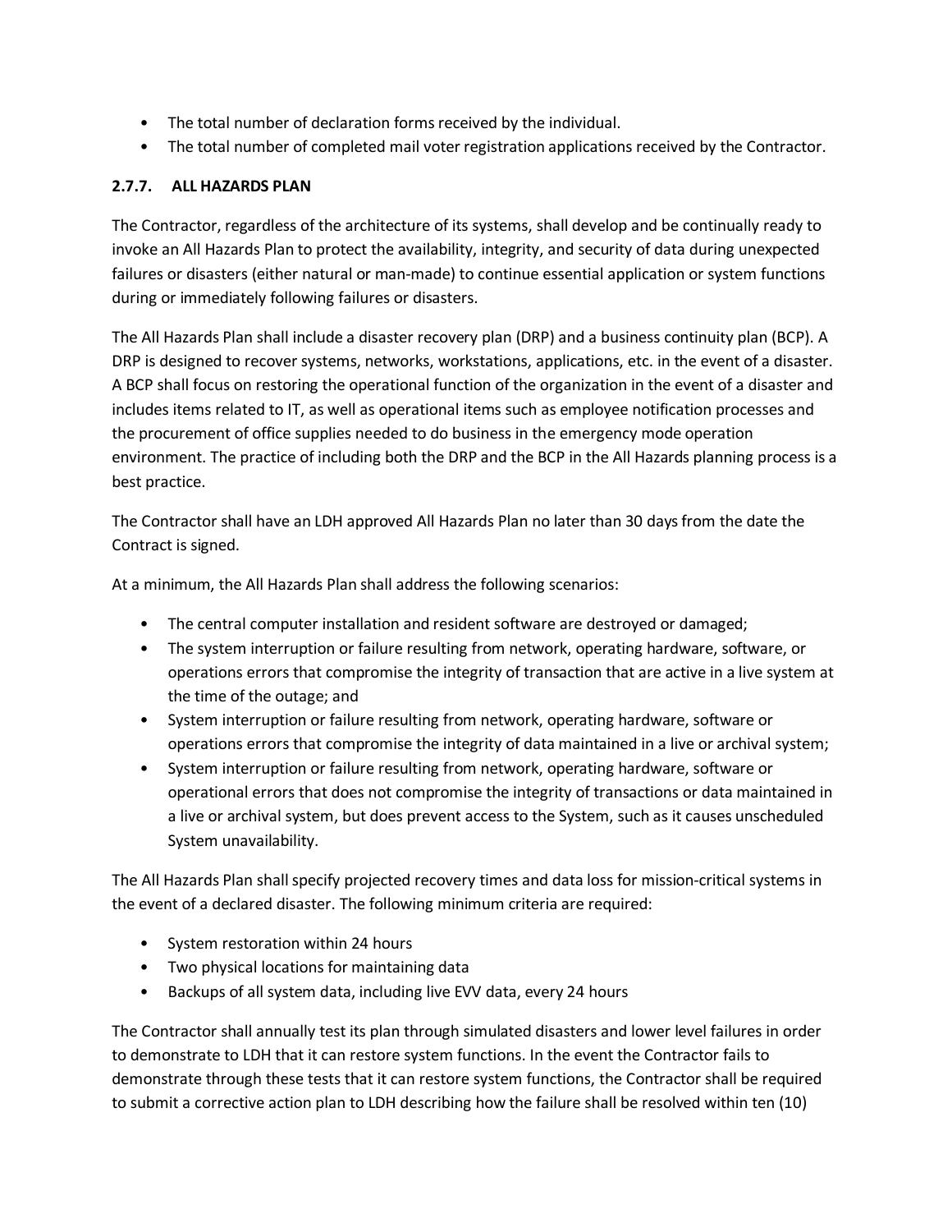- The total number of declaration forms received by the individual.
- The total number of completed mail voter registration applications received by the Contractor.

### 2.7.7. ALL HAZARDS PLAN

The Contractor, regardless of the architecture of its systems, shall develop and be continually ready to invoke an All Hazards Plan to protect the availability, integrity, and security of data during unexpected failures or disasters (either natural or man-made) to continue essential application or system functions during or immediately following failures or disasters.

The All Hazards Plan shall include a disaster recovery plan (DRP) and a business continuity plan (BCP). A DRP is designed to recover systems, networks, workstations, applications, etc. in the event of a disaster. A BCP shall focus on restoring the operational function of the organization in the event of a disaster and includes items related to IT, as well as operational items such as employee notification processes and the procurement of office supplies needed to do business in the emergency mode operation environment. The practice of including both the DRP and the BCP in the All Hazards planning process is a best practice.

The Contractor shall have an LDH approved All Hazards Plan no later than 30 days from the date the Contract is signed.

At a minimum, the All Hazards Plan shall address the following scenarios:

- The central computer installation and resident software are destroyed or damaged;
- The system interruption or failure resulting from network, operating hardware, software, or operations errors that compromise the integrity of transaction that are active in a live system at the time of the outage; and
- System interruption or failure resulting from network, operating hardware, software or operations errors that compromise the integrity of data maintained in a live or archival system;
- System interruption or failure resulting from network, operating hardware, software or operational errors that does not compromise the integrity of transactions or data maintained in a live or archival system, but does prevent access to the System, such as it causes unscheduled System unavailability.

The All Hazards Plan shall specify projected recovery times and data loss for mission-critical systems in the event of a declared disaster. The following minimum criteria are required:

- System restoration within 24 hours
- Two physical locations for maintaining data
- Backups of all system data, including live EVV data, every 24 hours

The Contractor shall annually test its plan through simulated disasters and lower level failures in order to demonstrate to LDH that it can restore system functions. In the event the Contractor fails to demonstrate through these tests that it can restore system functions, the Contractor shall be required to submit a corrective action plan to LDH describing how the failure shall be resolved within ten (10)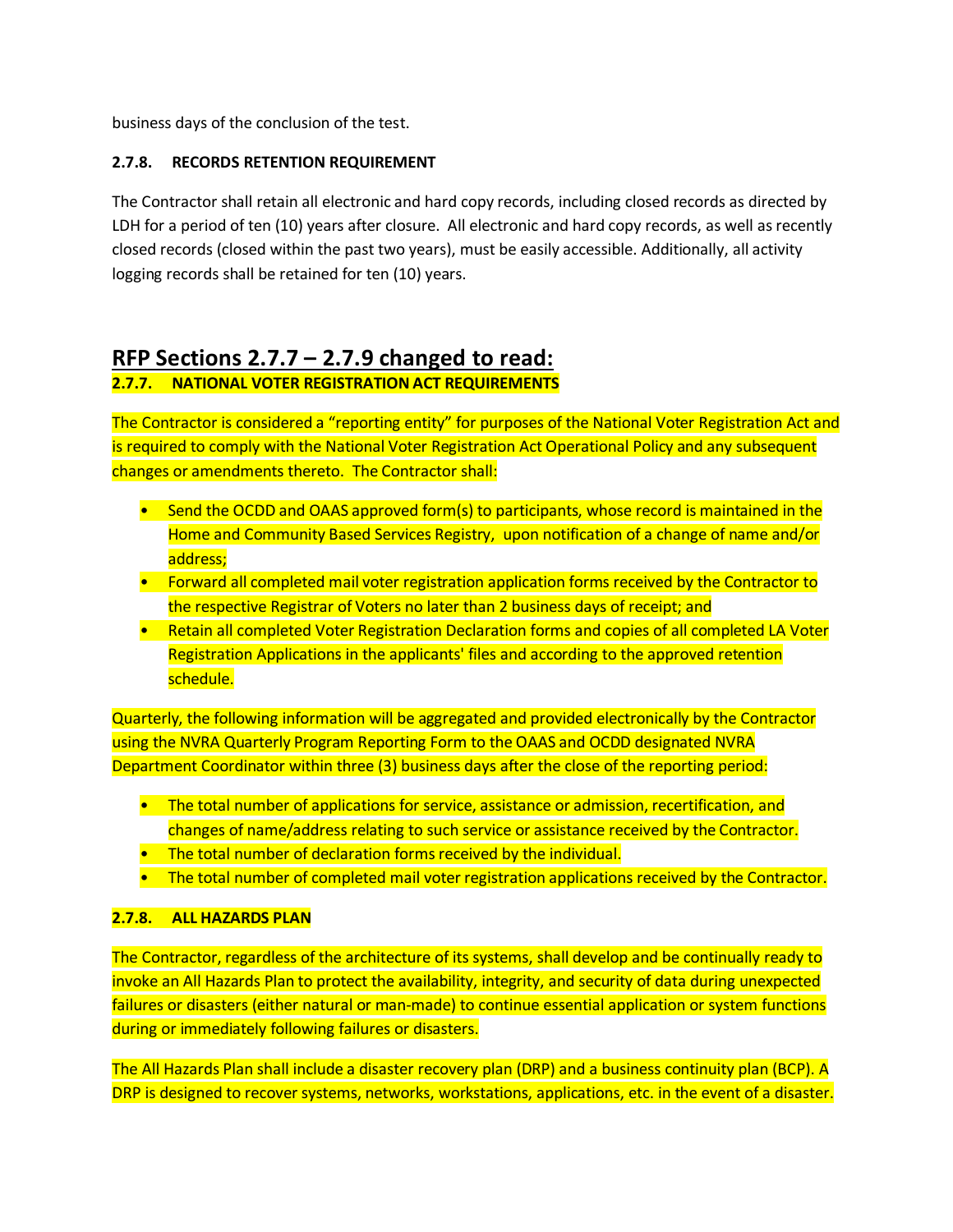business days of the conclusion of the test.

### 2.7.8. RECORDS RETENTION REQUIREMENT

The Contractor shall retain all electronic and hard copy records, including closed records as directed by LDH for a period of ten (10) years after closure. All electronic and hard copy records, as well as recently closed records (closed within the past two years), must be easily accessible. Additionally, all activity logging records shall be retained for ten (10) years.

## RFP Sections 2.7.7 – 2.7.9 changed to read:

### 2.7.7. NATIONAL VOTER REGISTRATION ACT REQUIREMENTS

The Contractor is considered a "reporting entity" for purposes of the National Voter Registration Act and is required to comply with the National Voter Registration Act Operational Policy and any subsequent changes or amendments thereto. The Contractor shall:

- Send the OCDD and OAAS approved form(s) to participants, whose record is maintained in the Home and Community Based Services Registry, upon notification of a change of name and/or address;
- Forward all completed mail voter registration application forms received by the Contractor to the respective Registrar of Voters no later than 2 business days of receipt; and
- Retain all completed Voter Registration Declaration forms and copies of all completed LA Voter Registration Applications in the applicants' files and according to the approved retention schedule.

Quarterly, the following information will be aggregated and provided electronically by the Contractor using the NVRA Quarterly Program Reporting Form to the OAAS and OCDD designated NVRA Department Coordinator within three (3) business days after the close of the reporting period:

- The total number of applications for service, assistance or admission, recertification, and changes of name/address relating to such service or assistance received by the Contractor.
- The total number of declaration forms received by the individual.
- The total number of completed mail voter registration applications received by the Contractor.

### 2.7.8. ALL HAZARDS PLAN

The Contractor, regardless of the architecture of its systems, shall develop and be continually ready to invoke an All Hazards Plan to protect the availability, integrity, and security of data during unexpected failures or disasters (either natural or man-made) to continue essential application or system functions during or immediately following failures or disasters.

The All Hazards Plan shall include a disaster recovery plan (DRP) and a business continuity plan (BCP). A DRP is designed to recover systems, networks, workstations, applications, etc. in the event of a disaster.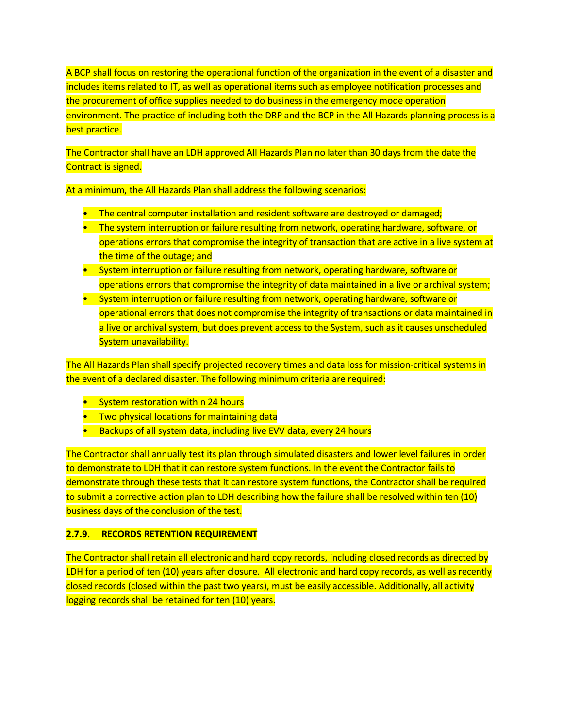A BCP shall focus on restoring the operational function of the organization in the event of a disaster and includes items related to IT, as well as operational items such as employee notification processes and the procurement of office supplies needed to do business in the emergency mode operation environment. The practice of including both the DRP and the BCP in the All Hazards planning process is a best practice.

The Contractor shall have an LDH approved All Hazards Plan no later than 30 days from the date the Contract is signed.

At a minimum, the All Hazards Plan shall address the following scenarios:

- The central computer installation and resident software are destroyed or damaged;
- The system interruption or failure resulting from network, operating hardware, software, or operations errors that compromise the integrity of transaction that are active in a live system at the time of the outage; and
- System interruption or failure resulting from network, operating hardware, software or operations errors that compromise the integrity of data maintained in a live or archival system;
- System interruption or failure resulting from network, operating hardware, software or operational errors that does not compromise the integrity of transactions or data maintained in a live or archival system, but does prevent access to the System, such as it causes unscheduled System unavailability.

The All Hazards Plan shall specify projected recovery times and data loss for mission-critical systems in the event of a declared disaster. The following minimum criteria are required:

- System restoration within 24 hours
- Two physical locations for maintaining data
- Backups of all system data, including live EVV data, every 24 hours

The Contractor shall annually test its plan through simulated disasters and lower level failures in order to demonstrate to LDH that it can restore system functions. In the event the Contractor fails to demonstrate through these tests that it can restore system functions, the Contractor shall be required to submit a corrective action plan to LDH describing how the failure shall be resolved within ten (10) business days of the conclusion of the test.

### 2.7.9. RECORDS RETENTION REQUIREMENT

The Contractor shall retain all electronic and hard copy records, including closed records as directed by LDH for a period of ten (10) years after closure. All electronic and hard copy records, as well as recently closed records (closed within the past two years), must be easily accessible. Additionally, all activity logging records shall be retained for ten (10) years.